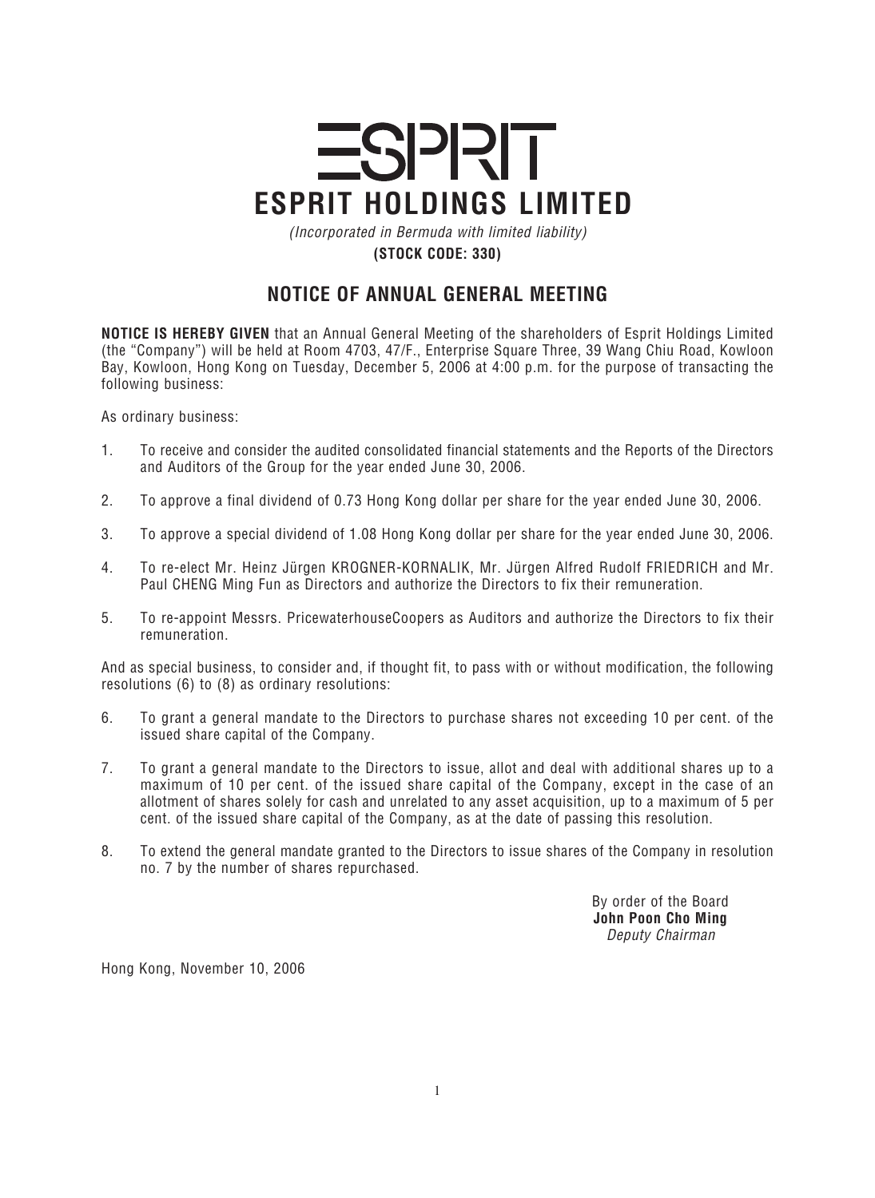# ESPRIT

# ESPRIT HOLDINGS LIMITED

*(Incorporated in Bermuda with limited liability)*

**(STOCK CODE: 330)**

## NOTICE OF ANNUAL GENERAL MEETING

**NOTICE IS HEREBY GIVEN** that an Annual General Meeting of the shareholders of Esprit Holdings Limited (the "Company") will be held at Room 4703, 47/F., Enterprise Square Three, 39 Wang Chiu Road, Kowloon Bay, Kowloon, Hong Kong on Tuesday, December 5, 2006 at 4:00 p.m. for the purpose of transacting the following business:

As ordinary business:

1. To receive and consider the audited consolidated financial statements and the Reports of the Directors and Auditors of the Group for the year ended June 30, 2006.

2. To approve a final dividend of 0.73 Hong Kong dollar per share for the year ended June 30, 2006.

3. To approve a special dividend of 1.08 Hong Kong dollar per share for the year ended June 30, 2006.

4. To re-elect Mr. Heinz Jürgen KROGNER-KORNALIK, Mr. Jürgen Alfred Rudolf FRIEDRICH and Mr. Paul CHENG Ming Fun as Directors and authorize the Directors to fix their remuneration.

5. To re-appoint Messrs. PricewaterhouseCoopers as Auditors and authorize the Directors to fix their remuneration.

And as special business, to consider and, if thought fit, to pass with or without modification, the following resolutions (6) to (8) as ordinary resolutions:

6. To grant a general mandate to the Directors to purchase shares not exceeding 10 per cent. of the issued share capital of the Company.

7. To grant a general mandate to the Directors to issue, allot and deal with additional shares up to a maximum of 10 per cent. of the issued share capital of the Company, except in the case of an allotment of shares solely for cash and unrelated to any asset acquisition, up to a maximum of 5 per cent. of the issued share capital of the Company, as at the date of passing this resolution.

8. To extend the general mandate granted to the Directors to issue shares of the Company in resolution no. 7 by the number of shares repurchased.

By order of the Board
**John Poon Cho Ming**
*Deputy Chairman*

Hong Kong, November 10, 2006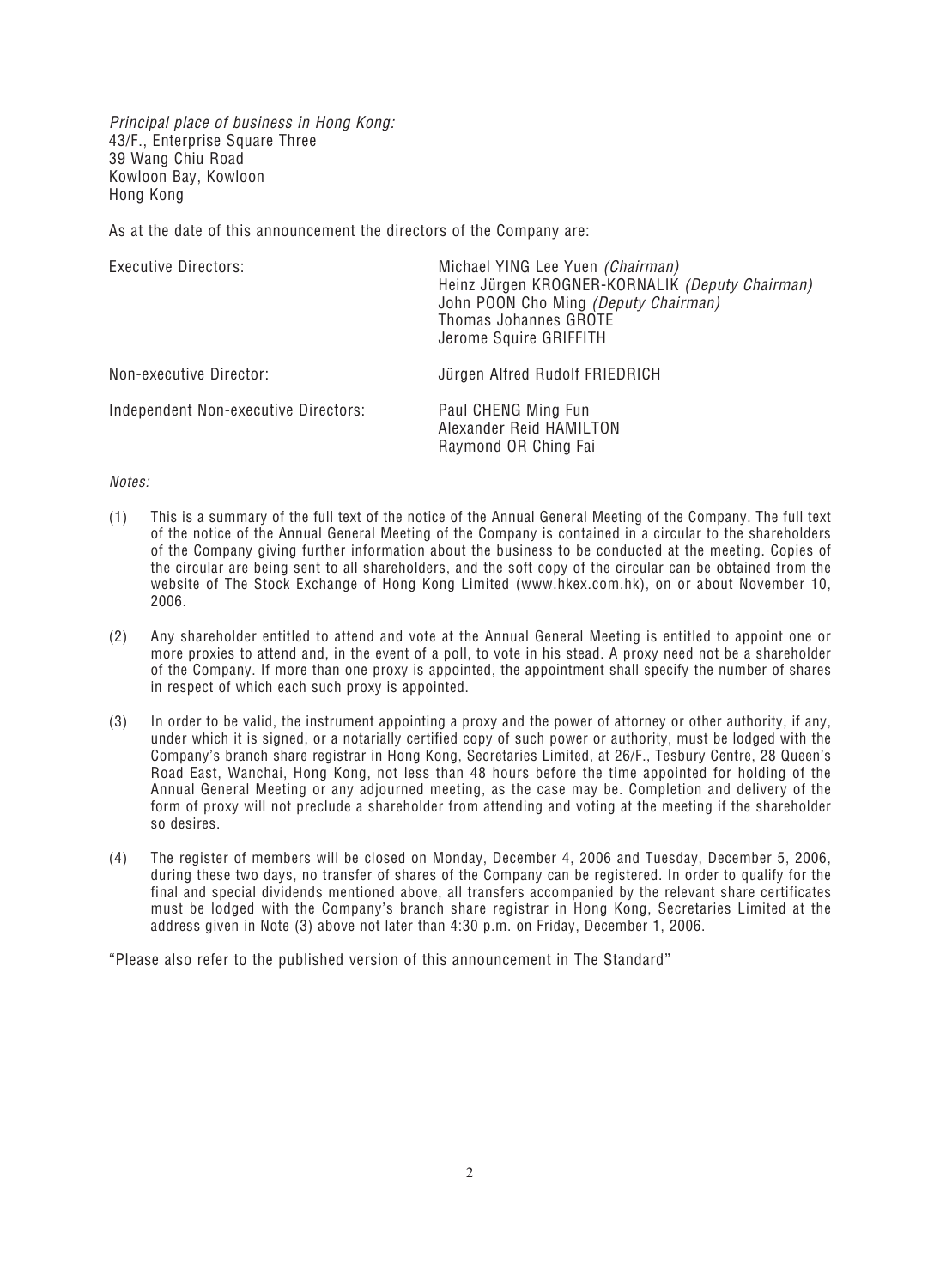*Principal place of business in Hong Kong:*
43/F., Enterprise Square Three
39 Wang Chiu Road
Kowloon Bay, Kowloon
Hong Kong

As at the date of this announcement the directors of the Company are:

| | |
|---|---|
| Executive Directors: | Michael YING Lee Yuen *(Chairman)*<br>Heinz Jürgen KROGNER-KORNALIK *(Deputy Chairman)*<br>John POON Cho Ming *(Deputy Chairman)*<br>Thomas Johannes GROTE<br>Jerome Squire GRIFFITH |
| Non-executive Director: | Jürgen Alfred Rudolf FRIEDRICH |
| Independent Non-executive Directors: | Paul CHENG Ming Fun<br>Alexander Reid HAMILTON<br>Raymond OR Ching Fai |

*Notes:*

(1) This is a summary of the full text of the notice of the Annual General Meeting of the Company. The full text of the notice of the Annual General Meeting of the Company is contained in a circular to the shareholders of the Company giving further information about the business to be conducted at the meeting. Copies of the circular are being sent to all shareholders, and the soft copy of the circular can be obtained from the website of The Stock Exchange of Hong Kong Limited (www.hkex.com.hk), on or about November 10, 2006.

(2) Any shareholder entitled to attend and vote at the Annual General Meeting is entitled to appoint one or more proxies to attend and, in the event of a poll, to vote in his stead. A proxy need not be a shareholder of the Company. If more than one proxy is appointed, the appointment shall specify the number of shares in respect of which each such proxy is appointed.

(3) In order to be valid, the instrument appointing a proxy and the power of attorney or other authority, if any, under which it is signed, or a notarially certified copy of such power or authority, must be lodged with the Company's branch share registrar in Hong Kong, Secretaries Limited, at 26/F., Tesbury Centre, 28 Queen's Road East, Wanchai, Hong Kong, not less than 48 hours before the time appointed for holding of the Annual General Meeting or any adjourned meeting, as the case may be. Completion and delivery of the form of proxy will not preclude a shareholder from attending and voting at the meeting if the shareholder so desires.

(4) The register of members will be closed on Monday, December 4, 2006 and Tuesday, December 5, 2006, during these two days, no transfer of shares of the Company can be registered. In order to qualify for the final and special dividends mentioned above, all transfers accompanied by the relevant share certificates must be lodged with the Company's branch share registrar in Hong Kong, Secretaries Limited at the address given in Note (3) above not later than 4:30 p.m. on Friday, December 1, 2006.

"Please also refer to the published version of this announcement in The Standard"